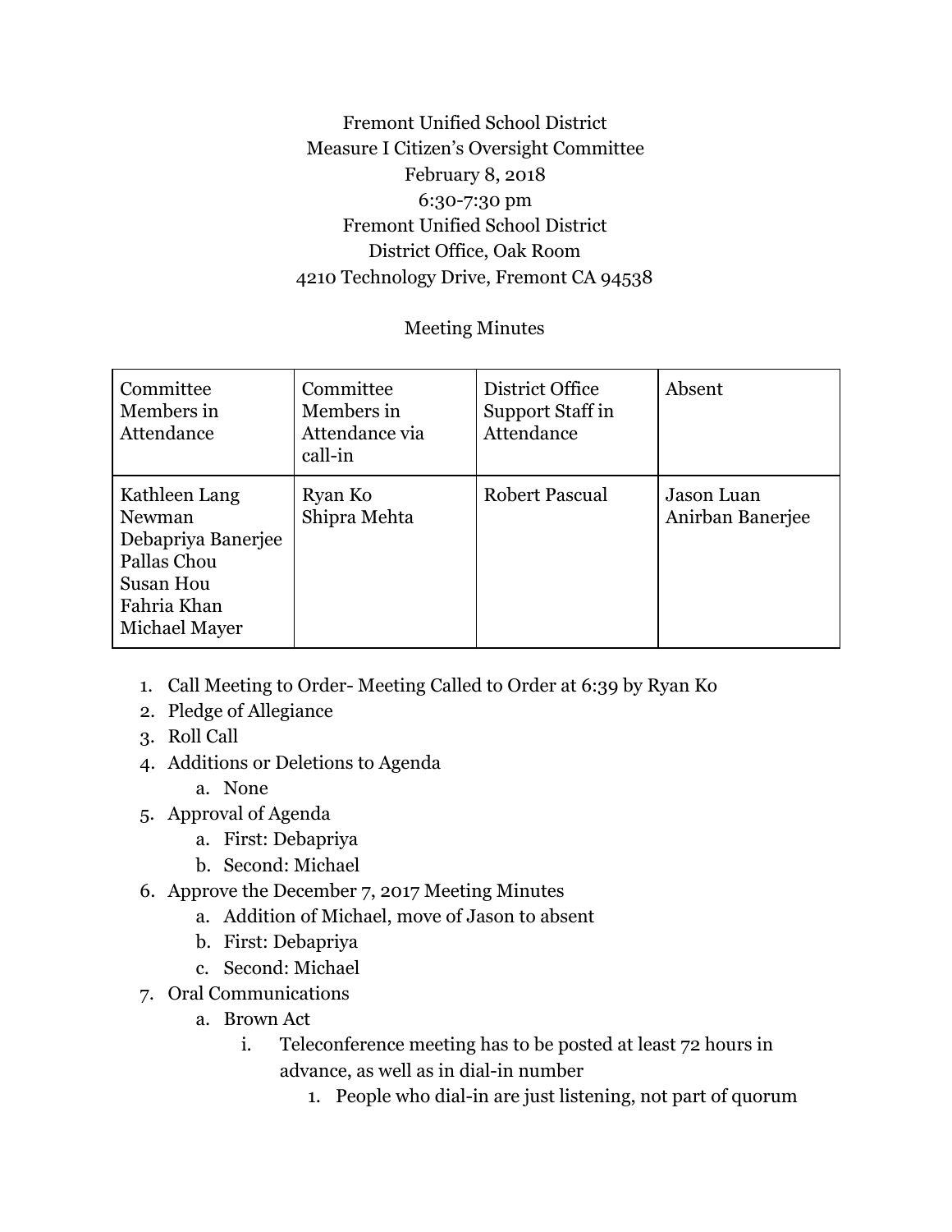Fremont Unified School District
Measure I Citizen's Oversight Committee
February 8, 2018
6:30-7:30 pm
Fremont Unified School District
District Office, Oak Room
4210 Technology Drive, Fremont CA 94538

Meeting Minutes

| Committee Members in Attendance | Committee Members in Attendance via call-in | District Office Support Staff in Attendance | Absent |
|---|---|---|---|
| Kathleen Lang Newman<br>Debapriya Banerjee<br>Pallas Chou<br>Susan Hou<br>Fahria Khan<br>Michael Mayer | Ryan Ko<br>Shipra Mehta | Robert Pascual | Jason Luan<br>Anirban Banerjee |

1. Call Meeting to Order- Meeting Called to Order at 6:39 by Ryan Ko
2. Pledge of Allegiance
3. Roll Call
4. Additions or Deletions to Agenda
    a. None
5. Approval of Agenda
    a. First: Debapriya
    b. Second: Michael
6. Approve the December 7, 2017 Meeting Minutes
    a. Addition of Michael, move of Jason to absent
    b. First: Debapriya
    c. Second: Michael
7. Oral Communications
    a. Brown Act
        i. Teleconference meeting has to be posted at least 72 hours in advance, as well as in dial-in number
            1. People who dial-in are just listening, not part of quorum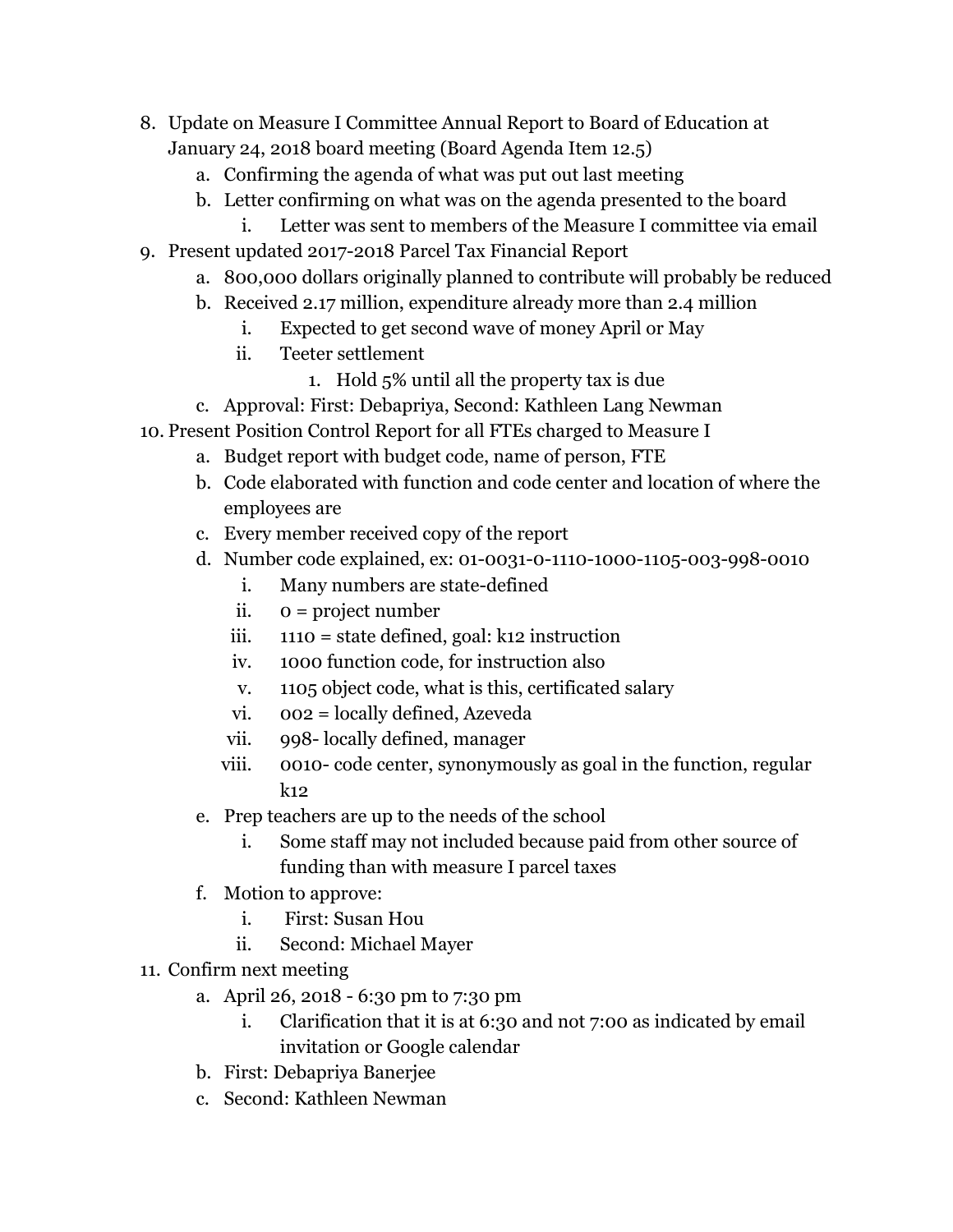8. Update on Measure I Committee Annual Report to Board of Education at January 24, 2018 board meeting (Board Agenda Item 12.5)
    a. Confirming the agenda of what was put out last meeting
    b. Letter confirming on what was on the agenda presented to the board
        i. Letter was sent to members of the Measure I committee via email
9. Present updated 2017-2018 Parcel Tax Financial Report
    a. 800,000 dollars originally planned to contribute will probably be reduced
    b. Received 2.17 million, expenditure already more than 2.4 million
        i. Expected to get second wave of money April or May
        ii. Teeter settlement
            1. Hold 5% until all the property tax is due
    c. Approval: First: Debapriya, Second: Kathleen Lang Newman
10. Present Position Control Report for all FTEs charged to Measure I
    a. Budget report with budget code, name of person, FTE
    b. Code elaborated with function and code center and location of where the employees are
    c. Every member received copy of the report
    d. Number code explained, ex: 01-0031-0-1110-1000-1105-003-998-0010
        i. Many numbers are state-defined
        ii. 0 = project number
        iii. 1110 = state defined, goal: k12 instruction
        iv. 1000 function code, for instruction also
        v. 1105 object code, what is this, certificated salary
        vi. 002 = locally defined, Azeveda
        vii. 998- locally defined, manager
        viii. 0010- code center, synonymously as goal in the function, regular k12
    e. Prep teachers are up to the needs of the school
        i. Some staff may not included because paid from other source of funding than with measure I parcel taxes
    f. Motion to approve:
        i. First: Susan Hou
        ii. Second: Michael Mayer
11. Confirm next meeting
    a. April 26, 2018 - 6:30 pm to 7:30 pm
        i. Clarification that it is at 6:30 and not 7:00 as indicated by email invitation or Google calendar
    b. First: Debapriya Banerjee
    c. Second: Kathleen Newman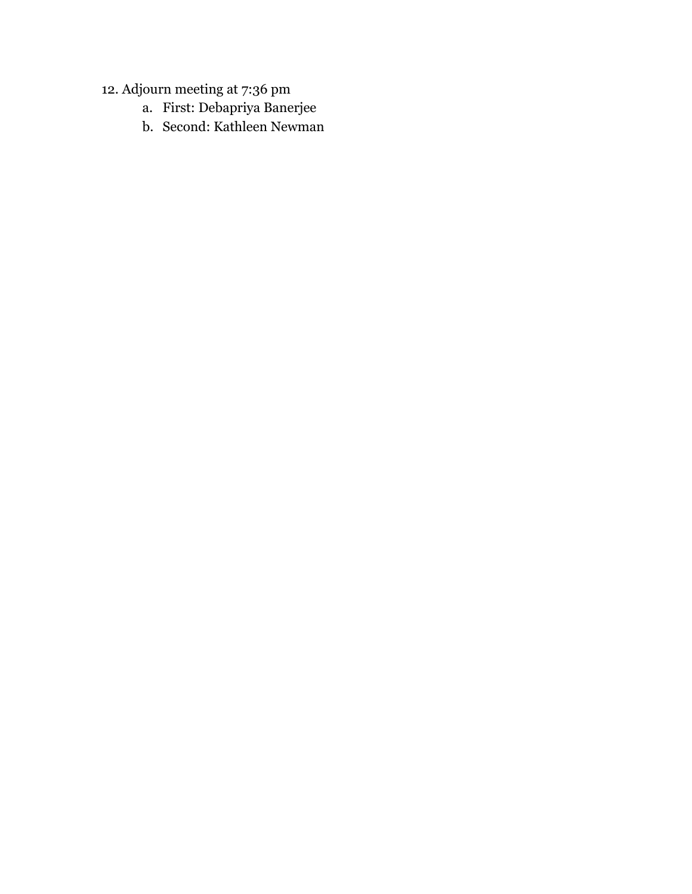12. Adjourn meeting at 7:36 pm
    a. First: Debapriya Banerjee
    b. Second: Kathleen Newman